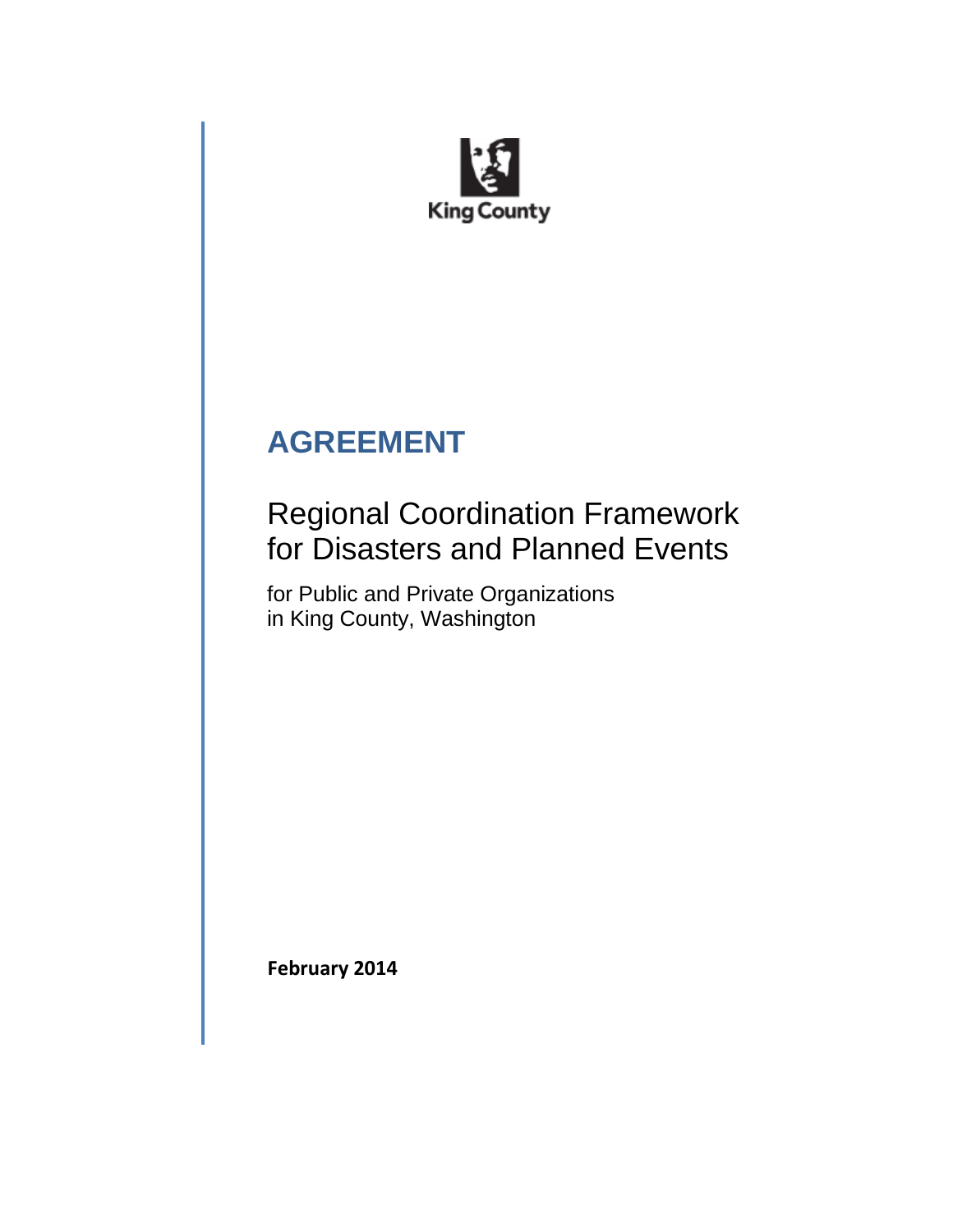King County

# AGREEMENT

## Regional Coordination Framework for Disasters and Planned Events

for Public and Private Organizations
in King County, Washington

**February 2014**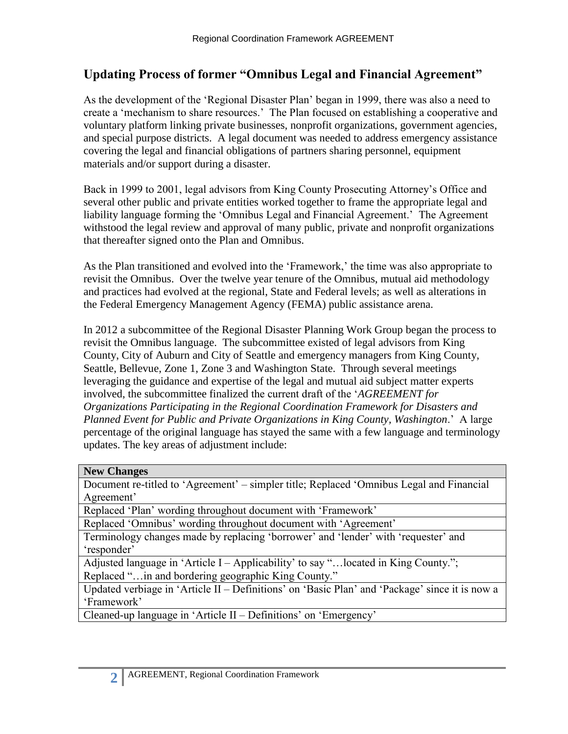## Updating Process of former "Omnibus Legal and Financial Agreement"

As the development of the 'Regional Disaster Plan' began in 1999, there was also a need to create a 'mechanism to share resources.' The Plan focused on establishing a cooperative and voluntary platform linking private businesses, nonprofit organizations, government agencies, and special purpose districts. A legal document was needed to address emergency assistance covering the legal and financial obligations of partners sharing personnel, equipment materials and/or support during a disaster.

Back in 1999 to 2001, legal advisors from King County Prosecuting Attorney's Office and several other public and private entities worked together to frame the appropriate legal and liability language forming the 'Omnibus Legal and Financial Agreement.' The Agreement withstood the legal review and approval of many public, private and nonprofit organizations that thereafter signed onto the Plan and Omnibus.

As the Plan transitioned and evolved into the 'Framework,' the time was also appropriate to revisit the Omnibus. Over the twelve year tenure of the Omnibus, mutual aid methodology and practices had evolved at the regional, State and Federal levels; as well as alterations in the Federal Emergency Management Agency (FEMA) public assistance arena.

In 2012 a subcommittee of the Regional Disaster Planning Work Group began the process to revisit the Omnibus language. The subcommittee existed of legal advisors from King County, City of Auburn and City of Seattle and emergency managers from King County, Seattle, Bellevue, Zone 1, Zone 3 and Washington State. Through several meetings leveraging the guidance and expertise of the legal and mutual aid subject matter experts involved, the subcommittee finalized the current draft of the '*AGREEMENT for Organizations Participating in the Regional Coordination Framework for Disasters and Planned Event for Public and Private Organizations in King County, Washington*.' A large percentage of the original language has stayed the same with a few language and terminology updates. The key areas of adjustment include:

| **New Changes** |
|---|
| Document re-titled to 'Agreement' – simpler title; Replaced 'Omnibus Legal and Financial Agreement' |
| Replaced 'Plan' wording throughout document with 'Framework' |
| Replaced 'Omnibus' wording throughout document with 'Agreement' |
| Terminology changes made by replacing 'borrower' and 'lender' with 'requester' and 'responder' |
| Adjusted language in 'Article I – Applicability' to say "…located in King County."; Replaced "…in and bordering geographic King County." |
| Updated verbiage in 'Article II – Definitions' on 'Basic Plan' and 'Package' since it is now a 'Framework' |
| Cleaned-up language in 'Article II – Definitions' on 'Emergency' |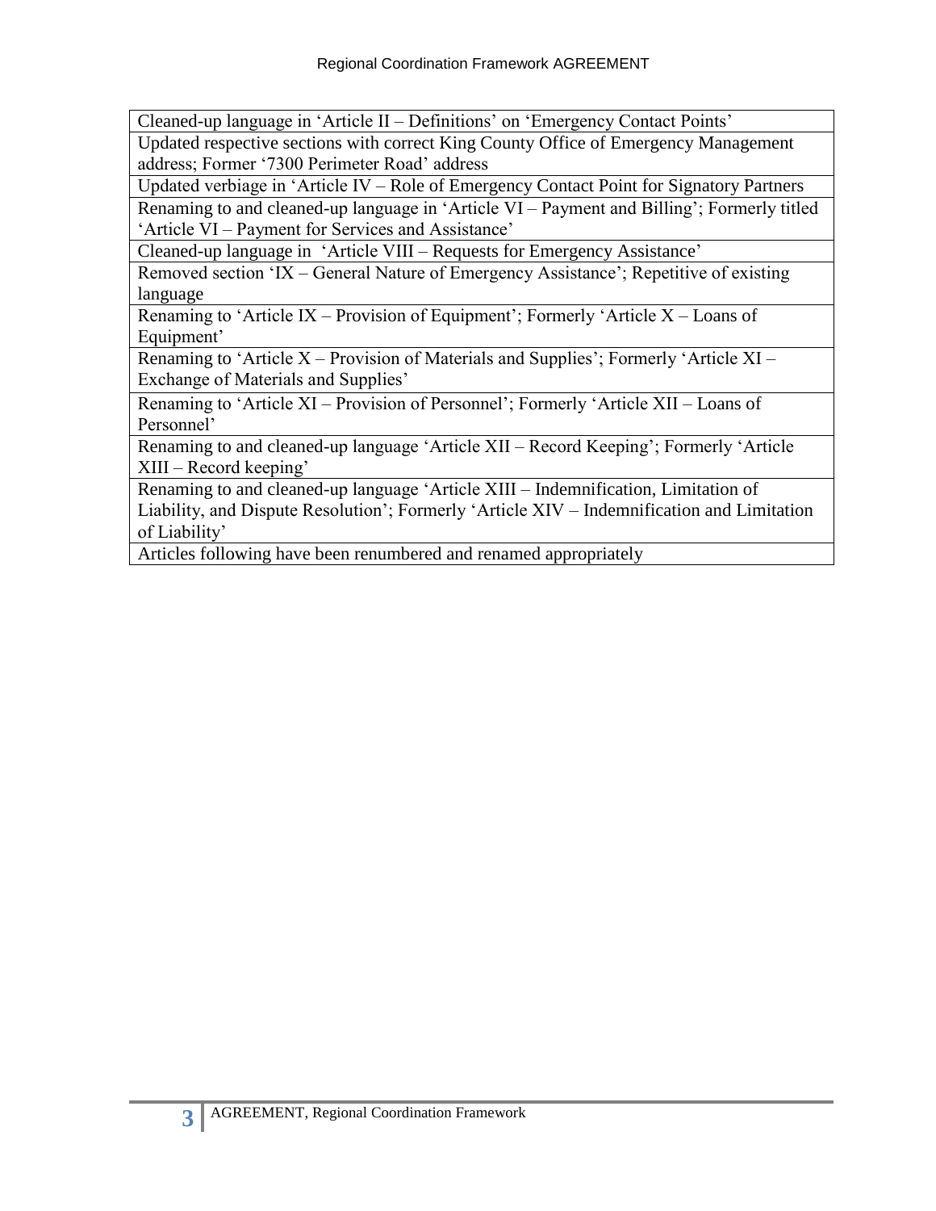| Cleaned-up language in 'Article II – Definitions' on 'Emergency Contact Points' |
|---|
| Updated respective sections with correct King County Office of Emergency Management address; Former '7300 Perimeter Road' address |
| Updated verbiage in 'Article IV – Role of Emergency Contact Point for Signatory Partners |
| Renaming to and cleaned-up language in 'Article VI – Payment and Billing'; Formerly titled 'Article VI – Payment for Services and Assistance' |
| Cleaned-up language in 'Article VIII – Requests for Emergency Assistance' |
| Removed section 'IX – General Nature of Emergency Assistance'; Repetitive of existing language |
| Renaming to 'Article IX – Provision of Equipment'; Formerly 'Article X – Loans of Equipment' |
| Renaming to 'Article X – Provision of Materials and Supplies'; Formerly 'Article XI – Exchange of Materials and Supplies' |
| Renaming to 'Article XI – Provision of Personnel'; Formerly 'Article XII – Loans of Personnel' |
| Renaming to and cleaned-up language 'Article XII – Record Keeping'; Formerly 'Article XIII – Record keeping' |
| Renaming to and cleaned-up language 'Article XIII – Indemnification, Limitation of Liability, and Dispute Resolution'; Formerly 'Article XIV – Indemnification and Limitation of Liability' |
| Articles following have been renumbered and renamed appropriately |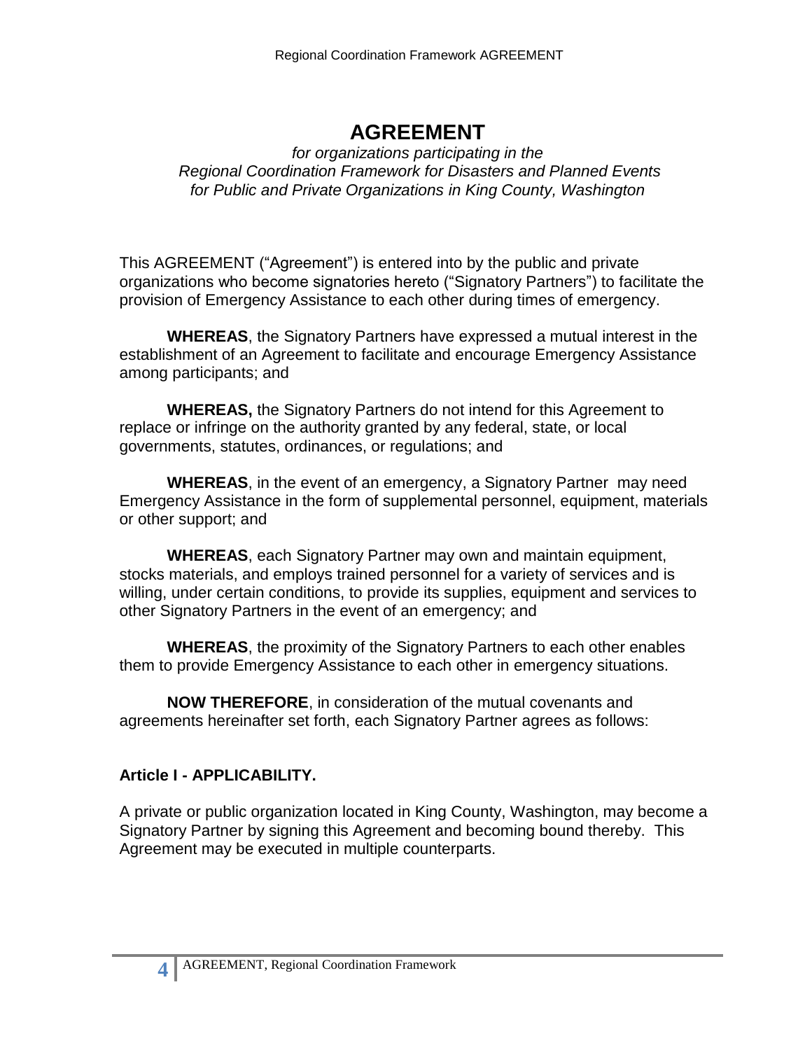# AGREEMENT

*for organizations participating in the*
*Regional Coordination Framework for Disasters and Planned Events*
*for Public and Private Organizations in King County, Washington*

This AGREEMENT ("Agreement") is entered into by the public and private organizations who become signatories hereto ("Signatory Partners") to facilitate the provision of Emergency Assistance to each other during times of emergency.

**WHEREAS**, the Signatory Partners have expressed a mutual interest in the establishment of an Agreement to facilitate and encourage Emergency Assistance among participants; and

**WHEREAS,** the Signatory Partners do not intend for this Agreement to replace or infringe on the authority granted by any federal, state, or local governments, statutes, ordinances, or regulations; and

**WHEREAS**, in the event of an emergency, a Signatory Partner may need Emergency Assistance in the form of supplemental personnel, equipment, materials or other support; and

**WHEREAS**, each Signatory Partner may own and maintain equipment, stocks materials, and employs trained personnel for a variety of services and is willing, under certain conditions, to provide its supplies, equipment and services to other Signatory Partners in the event of an emergency; and

**WHEREAS**, the proximity of the Signatory Partners to each other enables them to provide Emergency Assistance to each other in emergency situations.

**NOW THEREFORE**, in consideration of the mutual covenants and agreements hereinafter set forth, each Signatory Partner agrees as follows:

### Article I - APPLICABILITY.

A private or public organization located in King County, Washington, may become a Signatory Partner by signing this Agreement and becoming bound thereby. This Agreement may be executed in multiple counterparts.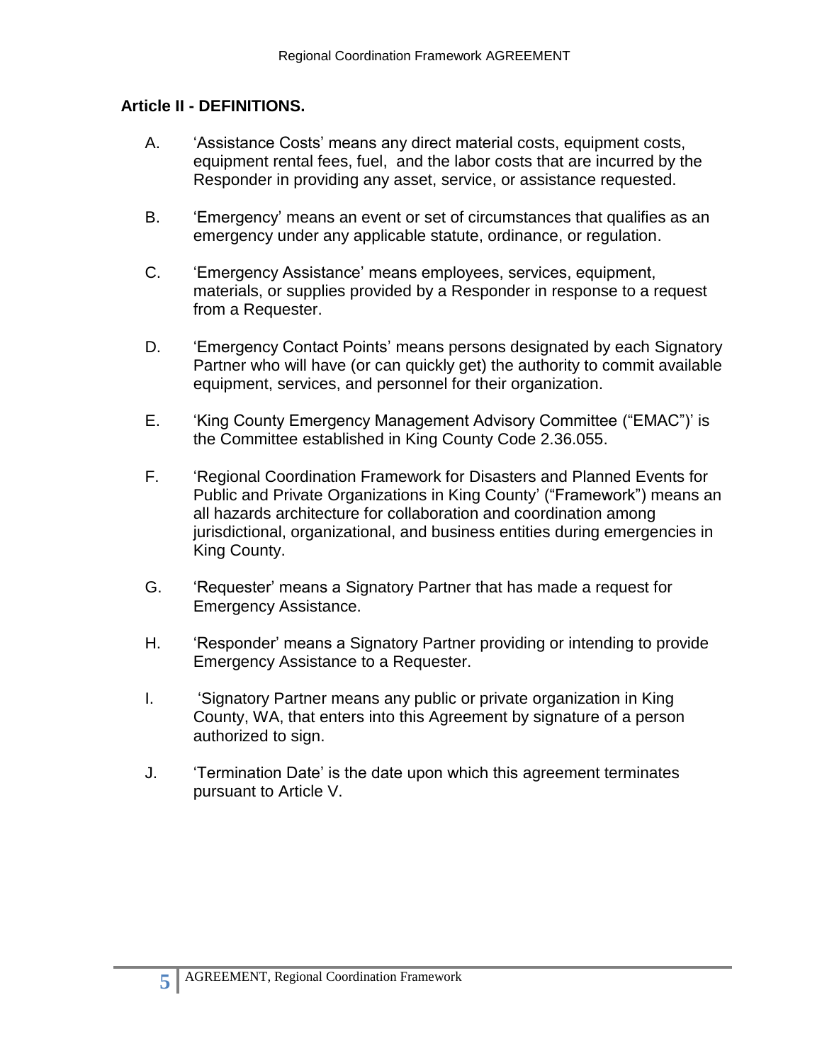## Article II - DEFINITIONS.

A. 'Assistance Costs' means any direct material costs, equipment costs, equipment rental fees, fuel, and the labor costs that are incurred by the Responder in providing any asset, service, or assistance requested.

B. 'Emergency' means an event or set of circumstances that qualifies as an emergency under any applicable statute, ordinance, or regulation.

C. 'Emergency Assistance' means employees, services, equipment, materials, or supplies provided by a Responder in response to a request from a Requester.

D. 'Emergency Contact Points' means persons designated by each Signatory Partner who will have (or can quickly get) the authority to commit available equipment, services, and personnel for their organization.

E. 'King County Emergency Management Advisory Committee ("EMAC")' is the Committee established in King County Code 2.36.055.

F. 'Regional Coordination Framework for Disasters and Planned Events for Public and Private Organizations in King County' ("Framework") means an all hazards architecture for collaboration and coordination among jurisdictional, organizational, and business entities during emergencies in King County.

G. 'Requester' means a Signatory Partner that has made a request for Emergency Assistance.

H. 'Responder' means a Signatory Partner providing or intending to provide Emergency Assistance to a Requester.

I. 'Signatory Partner means any public or private organization in King County, WA, that enters into this Agreement by signature of a person authorized to sign.

J. 'Termination Date' is the date upon which this agreement terminates pursuant to Article V.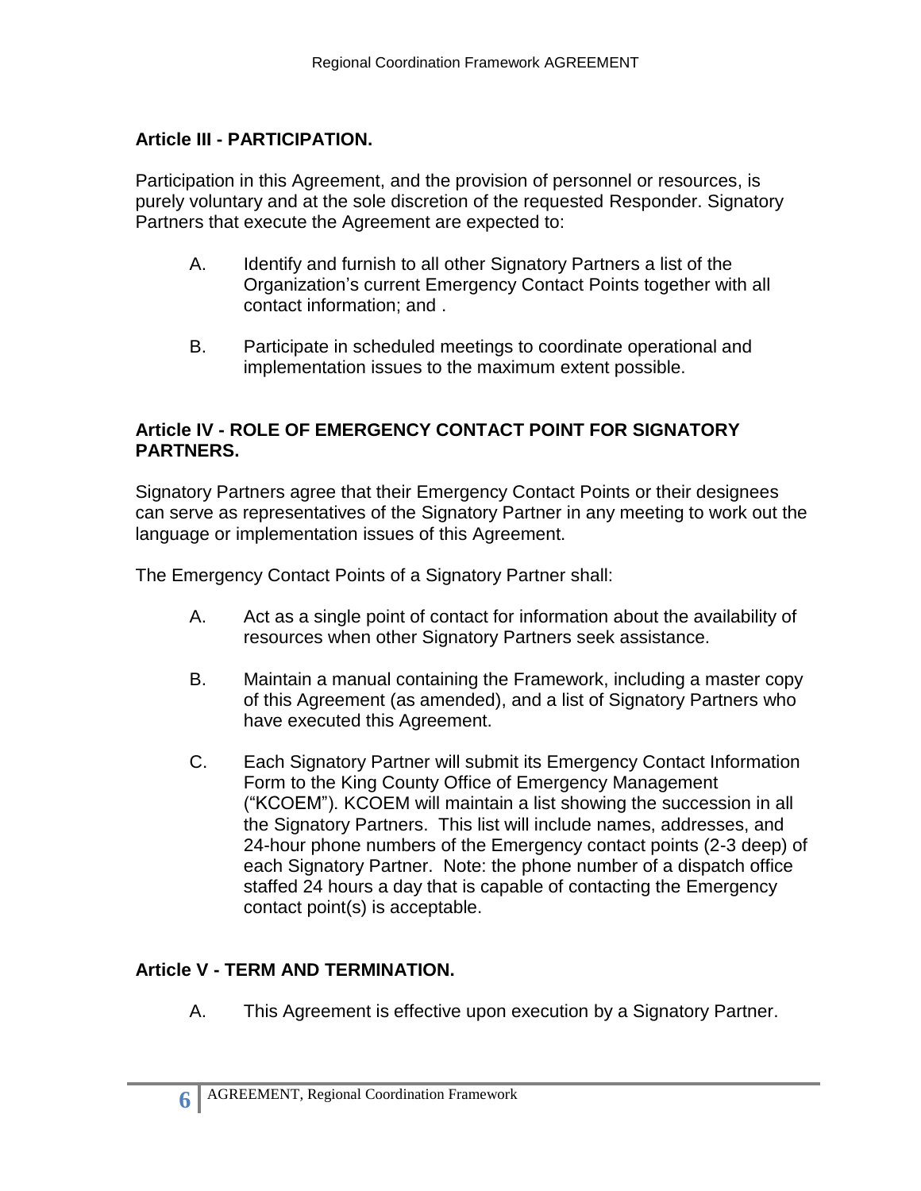### Article III - PARTICIPATION.

Participation in this Agreement, and the provision of personnel or resources, is purely voluntary and at the sole discretion of the requested Responder. Signatory Partners that execute the Agreement are expected to:

A. Identify and furnish to all other Signatory Partners a list of the Organization's current Emergency Contact Points together with all contact information; and .

B. Participate in scheduled meetings to coordinate operational and implementation issues to the maximum extent possible.

### Article IV - ROLE OF EMERGENCY CONTACT POINT FOR SIGNATORY PARTNERS.

Signatory Partners agree that their Emergency Contact Points or their designees can serve as representatives of the Signatory Partner in any meeting to work out the language or implementation issues of this Agreement.

The Emergency Contact Points of a Signatory Partner shall:

A. Act as a single point of contact for information about the availability of resources when other Signatory Partners seek assistance.

B. Maintain a manual containing the Framework, including a master copy of this Agreement (as amended), and a list of Signatory Partners who have executed this Agreement.

C. Each Signatory Partner will submit its Emergency Contact Information Form to the King County Office of Emergency Management ("KCOEM"). KCOEM will maintain a list showing the succession in all the Signatory Partners. This list will include names, addresses, and 24-hour phone numbers of the Emergency contact points (2-3 deep) of each Signatory Partner. Note: the phone number of a dispatch office staffed 24 hours a day that is capable of contacting the Emergency contact point(s) is acceptable.

### Article V - TERM AND TERMINATION.

A. This Agreement is effective upon execution by a Signatory Partner.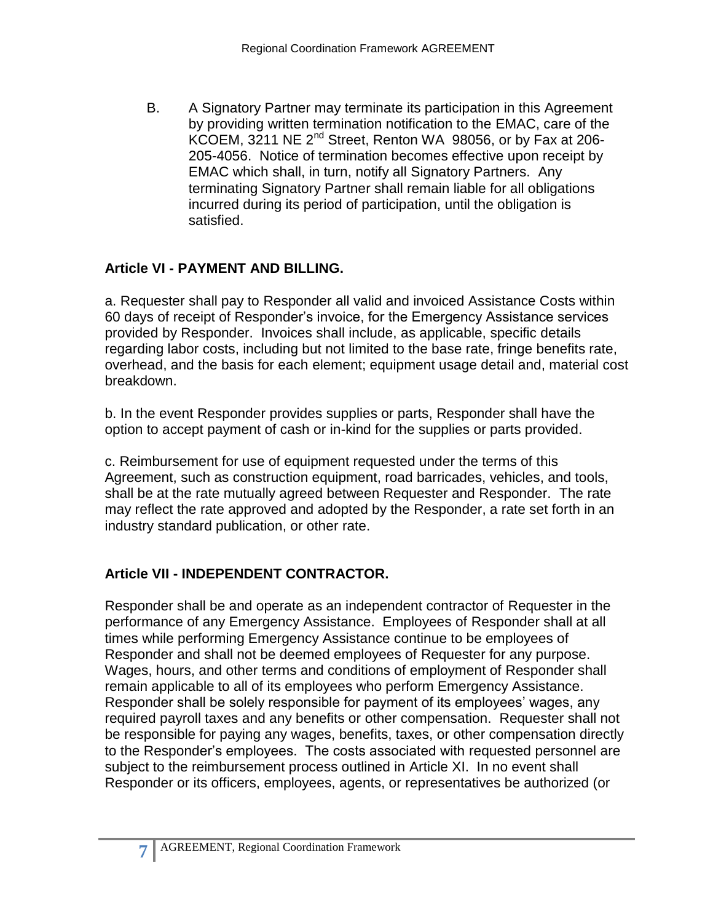B. A Signatory Partner may terminate its participation in this Agreement by providing written termination notification to the EMAC, care of the KCOEM, 3211 NE 2nd Street, Renton WA 98056, or by Fax at 206-205-4056. Notice of termination becomes effective upon receipt by EMAC which shall, in turn, notify all Signatory Partners. Any terminating Signatory Partner shall remain liable for all obligations incurred during its period of participation, until the obligation is satisfied.

## Article VI - PAYMENT AND BILLING.

a. Requester shall pay to Responder all valid and invoiced Assistance Costs within 60 days of receipt of Responder's invoice, for the Emergency Assistance services provided by Responder. Invoices shall include, as applicable, specific details regarding labor costs, including but not limited to the base rate, fringe benefits rate, overhead, and the basis for each element; equipment usage detail and, material cost breakdown.

b. In the event Responder provides supplies or parts, Responder shall have the option to accept payment of cash or in-kind for the supplies or parts provided.

c. Reimbursement for use of equipment requested under the terms of this Agreement, such as construction equipment, road barricades, vehicles, and tools, shall be at the rate mutually agreed between Requester and Responder. The rate may reflect the rate approved and adopted by the Responder, a rate set forth in an industry standard publication, or other rate.

## Article VII - INDEPENDENT CONTRACTOR.

Responder shall be and operate as an independent contractor of Requester in the performance of any Emergency Assistance. Employees of Responder shall at all times while performing Emergency Assistance continue to be employees of Responder and shall not be deemed employees of Requester for any purpose. Wages, hours, and other terms and conditions of employment of Responder shall remain applicable to all of its employees who perform Emergency Assistance. Responder shall be solely responsible for payment of its employees' wages, any required payroll taxes and any benefits or other compensation. Requester shall not be responsible for paying any wages, benefits, taxes, or other compensation directly to the Responder's employees. The costs associated with requested personnel are subject to the reimbursement process outlined in Article XI. In no event shall Responder or its officers, employees, agents, or representatives be authorized (or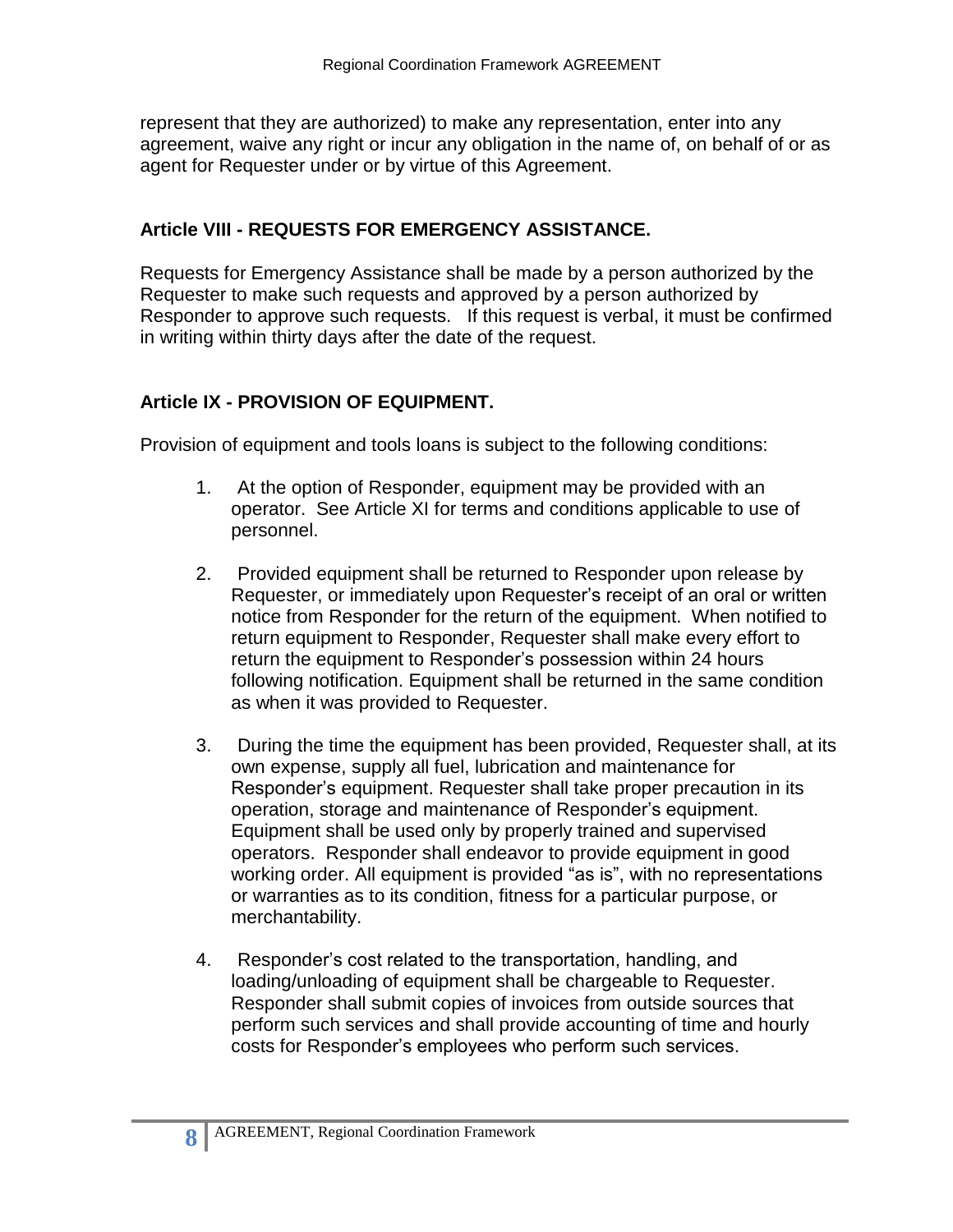represent that they are authorized) to make any representation, enter into any agreement, waive any right or incur any obligation in the name of, on behalf of or as agent for Requester under or by virtue of this Agreement.

### Article VIII - REQUESTS FOR EMERGENCY ASSISTANCE.

Requests for Emergency Assistance shall be made by a person authorized by the Requester to make such requests and approved by a person authorized by Responder to approve such requests. If this request is verbal, it must be confirmed in writing within thirty days after the date of the request.

### Article IX - PROVISION OF EQUIPMENT.

Provision of equipment and tools loans is subject to the following conditions:

1. At the option of Responder, equipment may be provided with an operator. See Article XI for terms and conditions applicable to use of personnel.

2. Provided equipment shall be returned to Responder upon release by Requester, or immediately upon Requester's receipt of an oral or written notice from Responder for the return of the equipment. When notified to return equipment to Responder, Requester shall make every effort to return the equipment to Responder's possession within 24 hours following notification. Equipment shall be returned in the same condition as when it was provided to Requester.

3. During the time the equipment has been provided, Requester shall, at its own expense, supply all fuel, lubrication and maintenance for Responder's equipment. Requester shall take proper precaution in its operation, storage and maintenance of Responder's equipment. Equipment shall be used only by properly trained and supervised operators. Responder shall endeavor to provide equipment in good working order. All equipment is provided "as is", with no representations or warranties as to its condition, fitness for a particular purpose, or merchantability.

4. Responder's cost related to the transportation, handling, and loading/unloading of equipment shall be chargeable to Requester. Responder shall submit copies of invoices from outside sources that perform such services and shall provide accounting of time and hourly costs for Responder's employees who perform such services.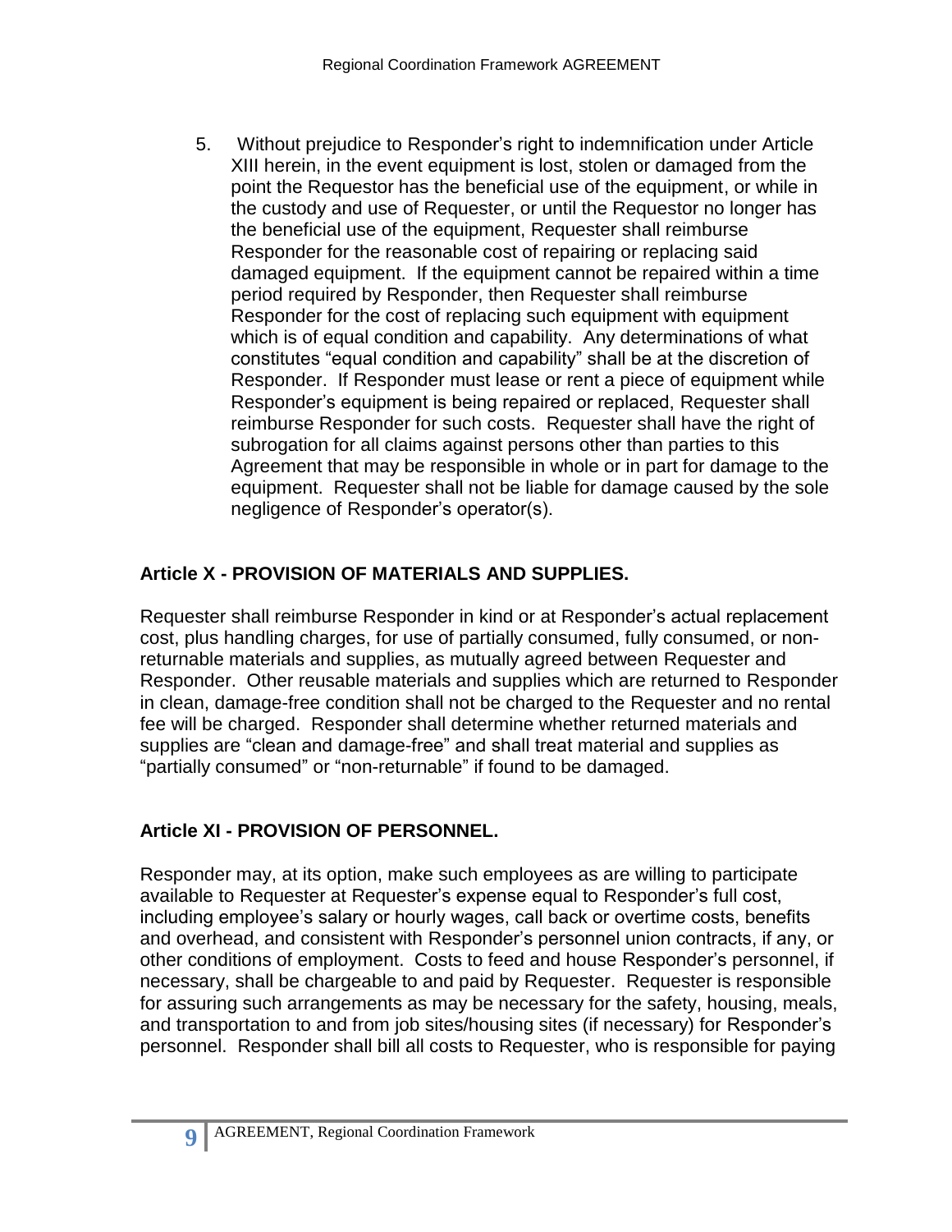5. Without prejudice to Responder's right to indemnification under Article XIII herein, in the event equipment is lost, stolen or damaged from the point the Requestor has the beneficial use of the equipment, or while in the custody and use of Requester, or until the Requestor no longer has the beneficial use of the equipment, Requester shall reimburse Responder for the reasonable cost of repairing or replacing said damaged equipment. If the equipment cannot be repaired within a time period required by Responder, then Requester shall reimburse Responder for the cost of replacing such equipment with equipment which is of equal condition and capability. Any determinations of what constitutes "equal condition and capability" shall be at the discretion of Responder. If Responder must lease or rent a piece of equipment while Responder's equipment is being repaired or replaced, Requester shall reimburse Responder for such costs. Requester shall have the right of subrogation for all claims against persons other than parties to this Agreement that may be responsible in whole or in part for damage to the equipment. Requester shall not be liable for damage caused by the sole negligence of Responder's operator(s).

## Article X - PROVISION OF MATERIALS AND SUPPLIES.

Requester shall reimburse Responder in kind or at Responder's actual replacement cost, plus handling charges, for use of partially consumed, fully consumed, or non-returnable materials and supplies, as mutually agreed between Requester and Responder. Other reusable materials and supplies which are returned to Responder in clean, damage-free condition shall not be charged to the Requester and no rental fee will be charged. Responder shall determine whether returned materials and supplies are "clean and damage-free" and shall treat material and supplies as "partially consumed" or "non-returnable" if found to be damaged.

## Article XI - PROVISION OF PERSONNEL.

Responder may, at its option, make such employees as are willing to participate available to Requester at Requester's expense equal to Responder's full cost, including employee's salary or hourly wages, call back or overtime costs, benefits and overhead, and consistent with Responder's personnel union contracts, if any, or other conditions of employment. Costs to feed and house Responder's personnel, if necessary, shall be chargeable to and paid by Requester. Requester is responsible for assuring such arrangements as may be necessary for the safety, housing, meals, and transportation to and from job sites/housing sites (if necessary) for Responder's personnel. Responder shall bill all costs to Requester, who is responsible for paying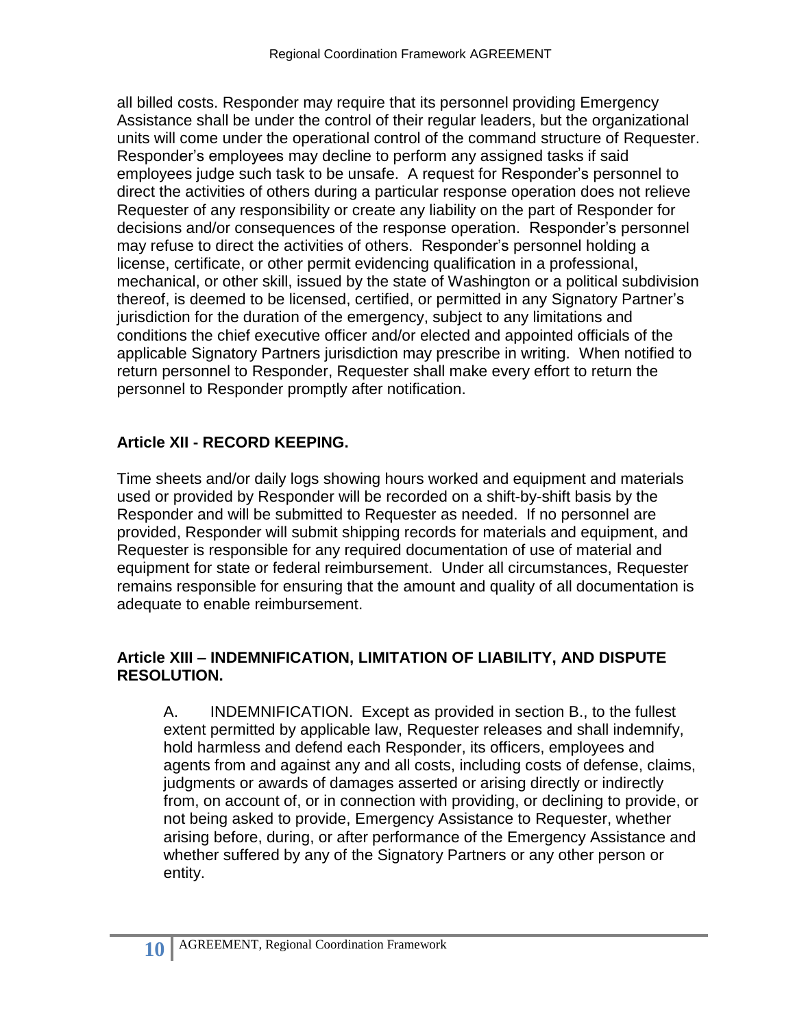all billed costs. Responder may require that its personnel providing Emergency Assistance shall be under the control of their regular leaders, but the organizational units will come under the operational control of the command structure of Requester. Responder's employees may decline to perform any assigned tasks if said employees judge such task to be unsafe. A request for Responder's personnel to direct the activities of others during a particular response operation does not relieve Requester of any responsibility or create any liability on the part of Responder for decisions and/or consequences of the response operation. Responder's personnel may refuse to direct the activities of others. Responder's personnel holding a license, certificate, or other permit evidencing qualification in a professional, mechanical, or other skill, issued by the state of Washington or a political subdivision thereof, is deemed to be licensed, certified, or permitted in any Signatory Partner's jurisdiction for the duration of the emergency, subject to any limitations and conditions the chief executive officer and/or elected and appointed officials of the applicable Signatory Partners jurisdiction may prescribe in writing. When notified to return personnel to Responder, Requester shall make every effort to return the personnel to Responder promptly after notification.

### Article XII - RECORD KEEPING.

Time sheets and/or daily logs showing hours worked and equipment and materials used or provided by Responder will be recorded on a shift-by-shift basis by the Responder and will be submitted to Requester as needed. If no personnel are provided, Responder will submit shipping records for materials and equipment, and Requester is responsible for any required documentation of use of material and equipment for state or federal reimbursement. Under all circumstances, Requester remains responsible for ensuring that the amount and quality of all documentation is adequate to enable reimbursement.

### Article XIII – INDEMNIFICATION, LIMITATION OF LIABILITY, AND DISPUTE RESOLUTION.

A. INDEMNIFICATION. Except as provided in section B., to the fullest extent permitted by applicable law, Requester releases and shall indemnify, hold harmless and defend each Responder, its officers, employees and agents from and against any and all costs, including costs of defense, claims, judgments or awards of damages asserted or arising directly or indirectly from, on account of, or in connection with providing, or declining to provide, or not being asked to provide, Emergency Assistance to Requester, whether arising before, during, or after performance of the Emergency Assistance and whether suffered by any of the Signatory Partners or any other person or entity.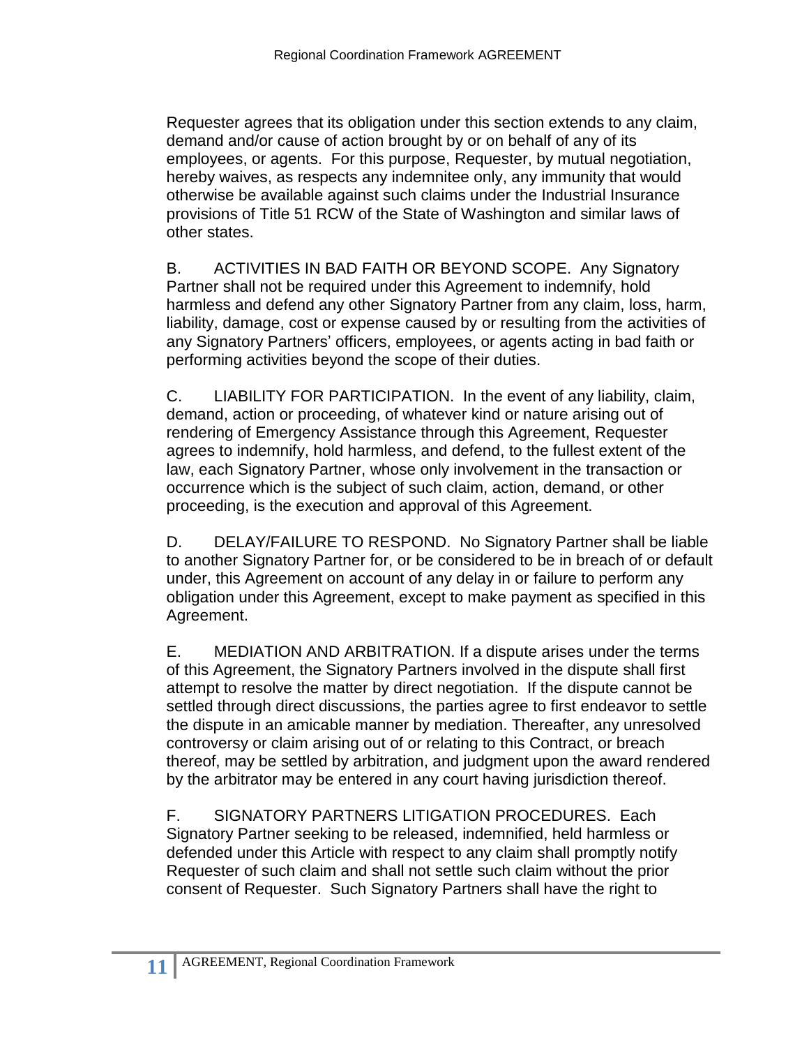Requester agrees that its obligation under this section extends to any claim, demand and/or cause of action brought by or on behalf of any of its employees, or agents. For this purpose, Requester, by mutual negotiation, hereby waives, as respects any indemnitee only, any immunity that would otherwise be available against such claims under the Industrial Insurance provisions of Title 51 RCW of the State of Washington and similar laws of other states.

B. ACTIVITIES IN BAD FAITH OR BEYOND SCOPE. Any Signatory Partner shall not be required under this Agreement to indemnify, hold harmless and defend any other Signatory Partner from any claim, loss, harm, liability, damage, cost or expense caused by or resulting from the activities of any Signatory Partners' officers, employees, or agents acting in bad faith or performing activities beyond the scope of their duties.

C. LIABILITY FOR PARTICIPATION. In the event of any liability, claim, demand, action or proceeding, of whatever kind or nature arising out of rendering of Emergency Assistance through this Agreement, Requester agrees to indemnify, hold harmless, and defend, to the fullest extent of the law, each Signatory Partner, whose only involvement in the transaction or occurrence which is the subject of such claim, action, demand, or other proceeding, is the execution and approval of this Agreement.

D. DELAY/FAILURE TO RESPOND. No Signatory Partner shall be liable to another Signatory Partner for, or be considered to be in breach of or default under, this Agreement on account of any delay in or failure to perform any obligation under this Agreement, except to make payment as specified in this Agreement.

E. MEDIATION AND ARBITRATION. If a dispute arises under the terms of this Agreement, the Signatory Partners involved in the dispute shall first attempt to resolve the matter by direct negotiation. If the dispute cannot be settled through direct discussions, the parties agree to first endeavor to settle the dispute in an amicable manner by mediation. Thereafter, any unresolved controversy or claim arising out of or relating to this Contract, or breach thereof, may be settled by arbitration, and judgment upon the award rendered by the arbitrator may be entered in any court having jurisdiction thereof.

F. SIGNATORY PARTNERS LITIGATION PROCEDURES. Each Signatory Partner seeking to be released, indemnified, held harmless or defended under this Article with respect to any claim shall promptly notify Requester of such claim and shall not settle such claim without the prior consent of Requester. Such Signatory Partners shall have the right to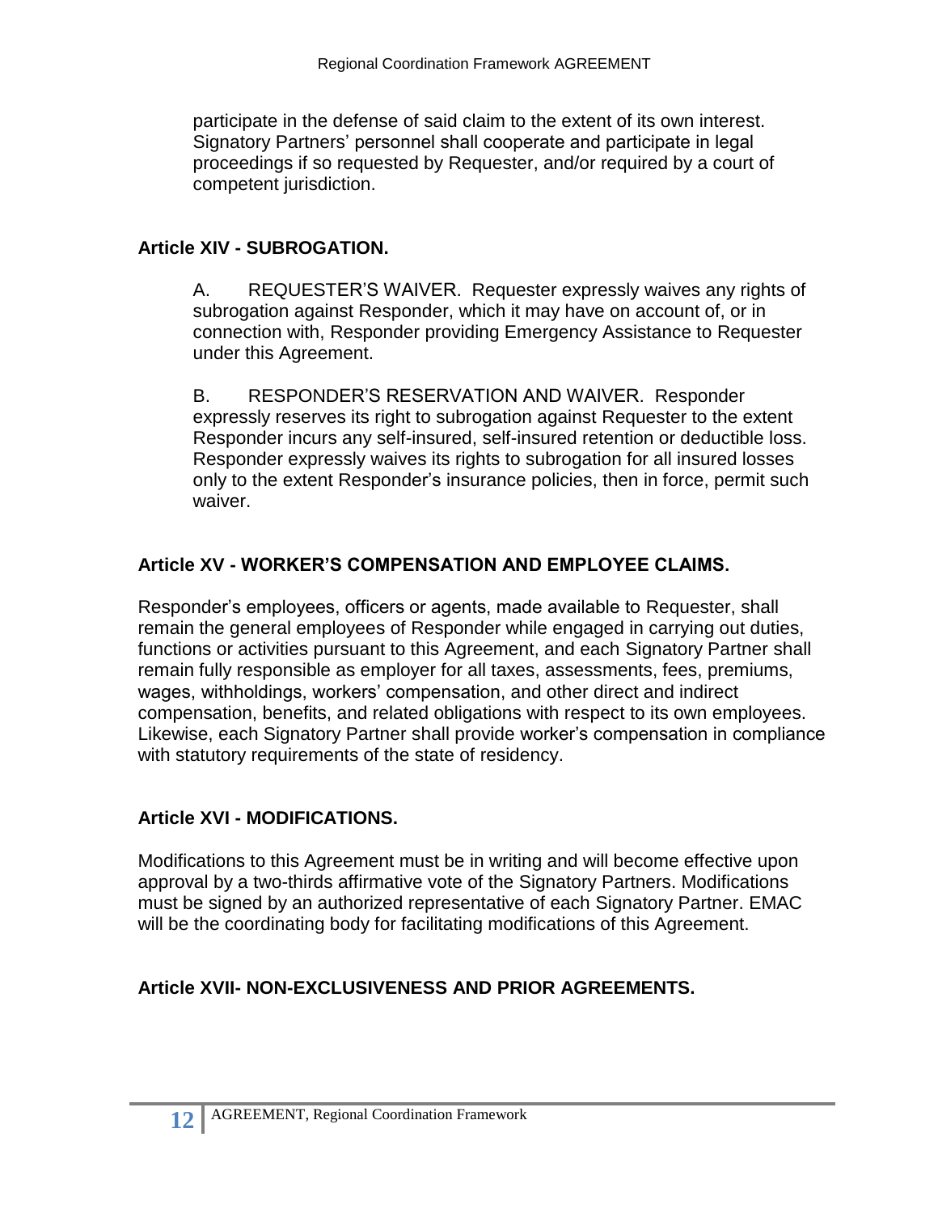participate in the defense of said claim to the extent of its own interest. Signatory Partners' personnel shall cooperate and participate in legal proceedings if so requested by Requester, and/or required by a court of competent jurisdiction.

## Article XIV - SUBROGATION.

A. REQUESTER'S WAIVER. Requester expressly waives any rights of subrogation against Responder, which it may have on account of, or in connection with, Responder providing Emergency Assistance to Requester under this Agreement.

B. RESPONDER'S RESERVATION AND WAIVER. Responder expressly reserves its right to subrogation against Requester to the extent Responder incurs any self-insured, self-insured retention or deductible loss. Responder expressly waives its rights to subrogation for all insured losses only to the extent Responder's insurance policies, then in force, permit such waiver.

## Article XV - WORKER'S COMPENSATION AND EMPLOYEE CLAIMS.

Responder's employees, officers or agents, made available to Requester, shall remain the general employees of Responder while engaged in carrying out duties, functions or activities pursuant to this Agreement, and each Signatory Partner shall remain fully responsible as employer for all taxes, assessments, fees, premiums, wages, withholdings, workers' compensation, and other direct and indirect compensation, benefits, and related obligations with respect to its own employees. Likewise, each Signatory Partner shall provide worker's compensation in compliance with statutory requirements of the state of residency.

## Article XVI - MODIFICATIONS.

Modifications to this Agreement must be in writing and will become effective upon approval by a two-thirds affirmative vote of the Signatory Partners. Modifications must be signed by an authorized representative of each Signatory Partner. EMAC will be the coordinating body for facilitating modifications of this Agreement.

## Article XVII- NON-EXCLUSIVENESS AND PRIOR AGREEMENTS.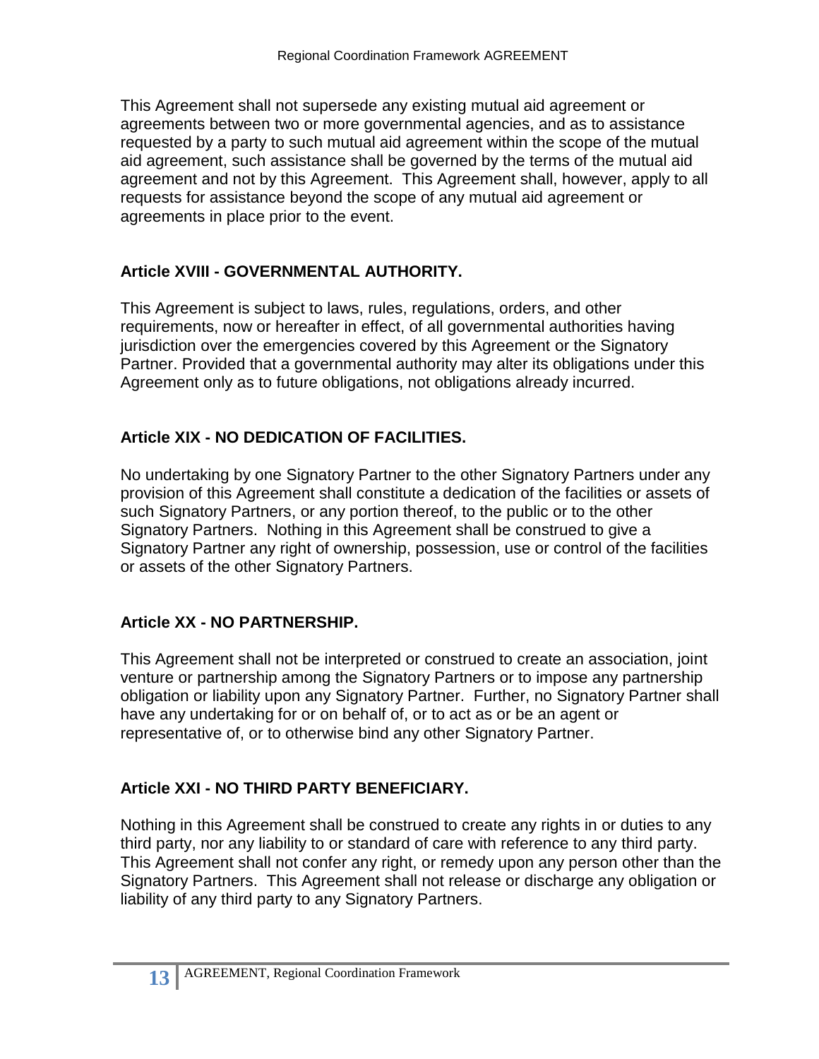This Agreement shall not supersede any existing mutual aid agreement or agreements between two or more governmental agencies, and as to assistance requested by a party to such mutual aid agreement within the scope of the mutual aid agreement, such assistance shall be governed by the terms of the mutual aid agreement and not by this Agreement. This Agreement shall, however, apply to all requests for assistance beyond the scope of any mutual aid agreement or agreements in place prior to the event.

### Article XVIII - GOVERNMENTAL AUTHORITY.

This Agreement is subject to laws, rules, regulations, orders, and other requirements, now or hereafter in effect, of all governmental authorities having jurisdiction over the emergencies covered by this Agreement or the Signatory Partner. Provided that a governmental authority may alter its obligations under this Agreement only as to future obligations, not obligations already incurred.

### Article XIX - NO DEDICATION OF FACILITIES.

No undertaking by one Signatory Partner to the other Signatory Partners under any provision of this Agreement shall constitute a dedication of the facilities or assets of such Signatory Partners, or any portion thereof, to the public or to the other Signatory Partners. Nothing in this Agreement shall be construed to give a Signatory Partner any right of ownership, possession, use or control of the facilities or assets of the other Signatory Partners.

### Article XX - NO PARTNERSHIP.

This Agreement shall not be interpreted or construed to create an association, joint venture or partnership among the Signatory Partners or to impose any partnership obligation or liability upon any Signatory Partner. Further, no Signatory Partner shall have any undertaking for or on behalf of, or to act as or be an agent or representative of, or to otherwise bind any other Signatory Partner.

### Article XXI - NO THIRD PARTY BENEFICIARY.

Nothing in this Agreement shall be construed to create any rights in or duties to any third party, nor any liability to or standard of care with reference to any third party. This Agreement shall not confer any right, or remedy upon any person other than the Signatory Partners. This Agreement shall not release or discharge any obligation or liability of any third party to any Signatory Partners.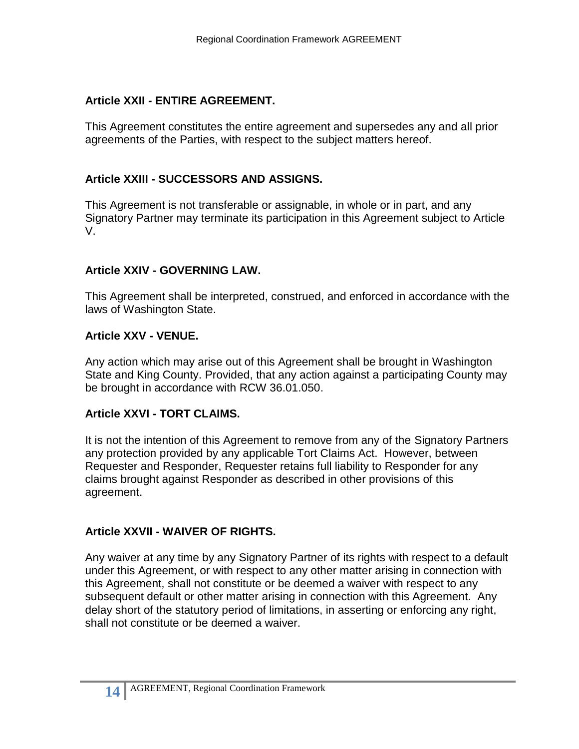## Article XXII - ENTIRE AGREEMENT.

This Agreement constitutes the entire agreement and supersedes any and all prior agreements of the Parties, with respect to the subject matters hereof.

## Article XXIII - SUCCESSORS AND ASSIGNS.

This Agreement is not transferable or assignable, in whole or in part, and any Signatory Partner may terminate its participation in this Agreement subject to Article V.

## Article XXIV - GOVERNING LAW.

This Agreement shall be interpreted, construed, and enforced in accordance with the laws of Washington State.

## Article XXV - VENUE.

Any action which may arise out of this Agreement shall be brought in Washington State and King County. Provided, that any action against a participating County may be brought in accordance with RCW 36.01.050.

## Article XXVI - TORT CLAIMS.

It is not the intention of this Agreement to remove from any of the Signatory Partners any protection provided by any applicable Tort Claims Act. However, between Requester and Responder, Requester retains full liability to Responder for any claims brought against Responder as described in other provisions of this agreement.

## Article XXVII - WAIVER OF RIGHTS.

Any waiver at any time by any Signatory Partner of its rights with respect to a default under this Agreement, or with respect to any other matter arising in connection with this Agreement, shall not constitute or be deemed a waiver with respect to any subsequent default or other matter arising in connection with this Agreement. Any delay short of the statutory period of limitations, in asserting or enforcing any right, shall not constitute or be deemed a waiver.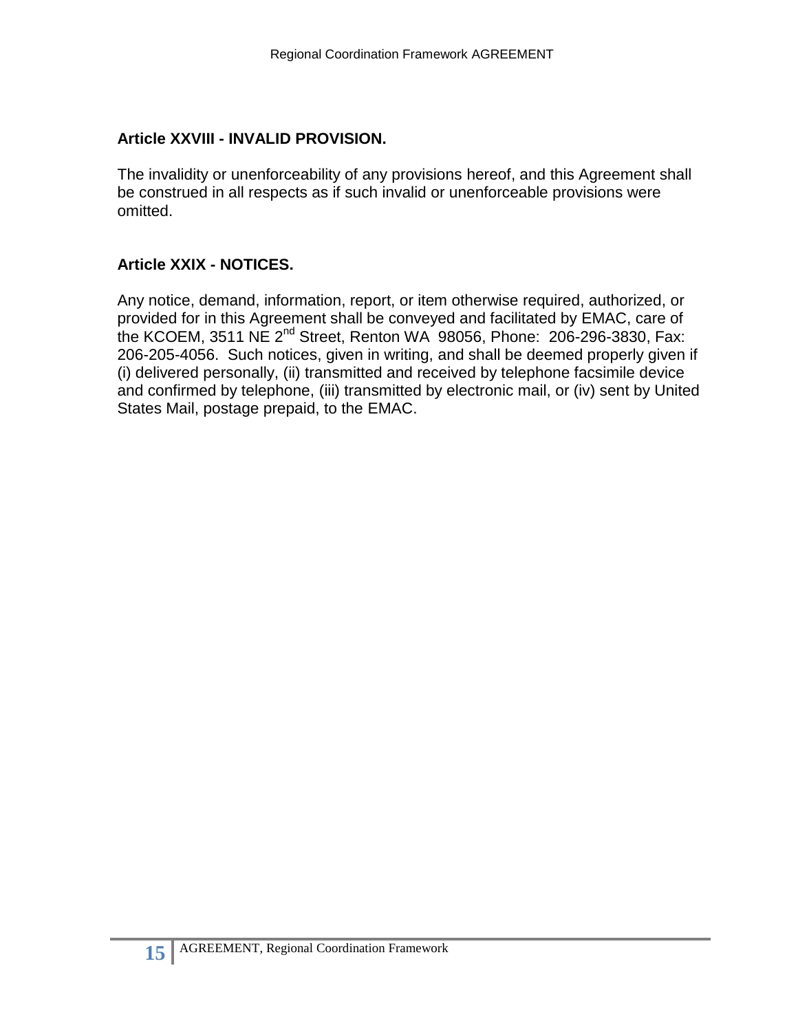### Article XXVIII - INVALID PROVISION.

The invalidity or unenforceability of any provisions hereof, and this Agreement shall be construed in all respects as if such invalid or unenforceable provisions were omitted.

### Article XXIX - NOTICES.

Any notice, demand, information, report, or item otherwise required, authorized, or provided for in this Agreement shall be conveyed and facilitated by EMAC, care of the KCOEM, 3511 NE 2nd Street, Renton WA 98056, Phone: 206-296-3830, Fax: 206-205-4056. Such notices, given in writing, and shall be deemed properly given if (i) delivered personally, (ii) transmitted and received by telephone facsimile device and confirmed by telephone, (iii) transmitted by electronic mail, or (iv) sent by United States Mail, postage prepaid, to the EMAC.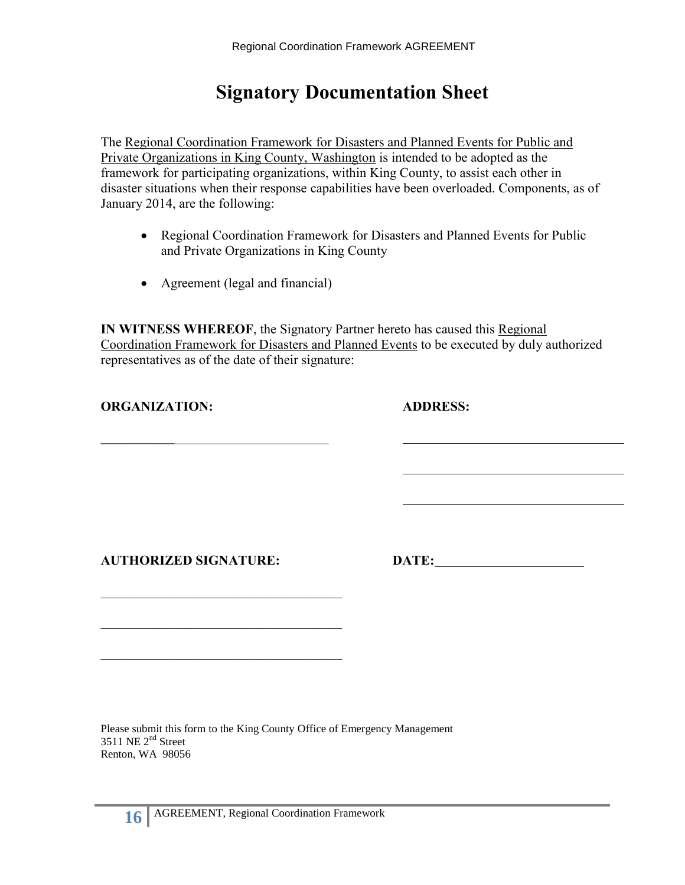# Signatory Documentation Sheet

The Regional Coordination Framework for Disasters and Planned Events for Public and Private Organizations in King County, Washington is intended to be adopted as the framework for participating organizations, within King County, to assist each other in disaster situations when their response capabilities have been overloaded. Components, as of January 2014, are the following:

- Regional Coordination Framework for Disasters and Planned Events for Public and Private Organizations in King County
- Agreement (legal and financial)

**IN WITNESS WHEREOF**, the Signatory Partner hereto has caused this Regional Coordination Framework for Disasters and Planned Events to be executed by duly authorized representatives as of the date of their signature:

**ORGANIZATION:** ____________________________________

**ADDRESS:** ____________________________________

____________________________________

____________________________________

**AUTHORIZED SIGNATURE:**

____________________________________

____________________________________

____________________________________

**DATE:** ______________________

Please submit this form to the King County Office of Emergency Management
3511 NE 2nd Street
Renton, WA 98056